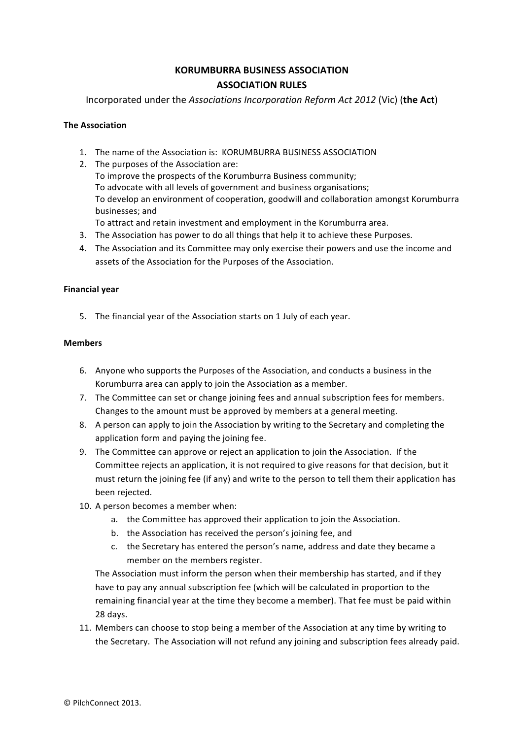# KORUMBURRA BUSINESS ASSOCIATION
# ASSOCIATION RULES

Incorporated under the *Associations Incorporation Reform Act 2012* (Vic) (**the Act**)

**The Association**

1. The name of the Association is: KORUMBURRA BUSINESS ASSOCIATION
2. The purposes of the Association are:
   To improve the prospects of the Korumburra Business community;
   To advocate with all levels of government and business organisations;
   To develop an environment of cooperation, goodwill and collaboration amongst Korumburra businesses; and
   To attract and retain investment and employment in the Korumburra area.
3. The Association has power to do all things that help it to achieve these Purposes.
4. The Association and its Committee may only exercise their powers and use the income and assets of the Association for the Purposes of the Association.

**Financial year**

5. The financial year of the Association starts on 1 July of each year.

**Members**

6. Anyone who supports the Purposes of the Association, and conducts a business in the Korumburra area can apply to join the Association as a member.
7. The Committee can set or change joining fees and annual subscription fees for members. Changes to the amount must be approved by members at a general meeting.
8. A person can apply to join the Association by writing to the Secretary and completing the application form and paying the joining fee.
9. The Committee can approve or reject an application to join the Association. If the Committee rejects an application, it is not required to give reasons for that decision, but it must return the joining fee (if any) and write to the person to tell them their application has been rejected.
10. A person becomes a member when:
    a. the Committee has approved their application to join the Association.
    b. the Association has received the person's joining fee, and
    c. the Secretary has entered the person's name, address and date they became a member on the members register.

    The Association must inform the person when their membership has started, and if they have to pay any annual subscription fee (which will be calculated in proportion to the remaining financial year at the time they become a member). That fee must be paid within 28 days.
11. Members can choose to stop being a member of the Association at any time by writing to the Secretary. The Association will not refund any joining and subscription fees already paid.

© PilchConnect 2013.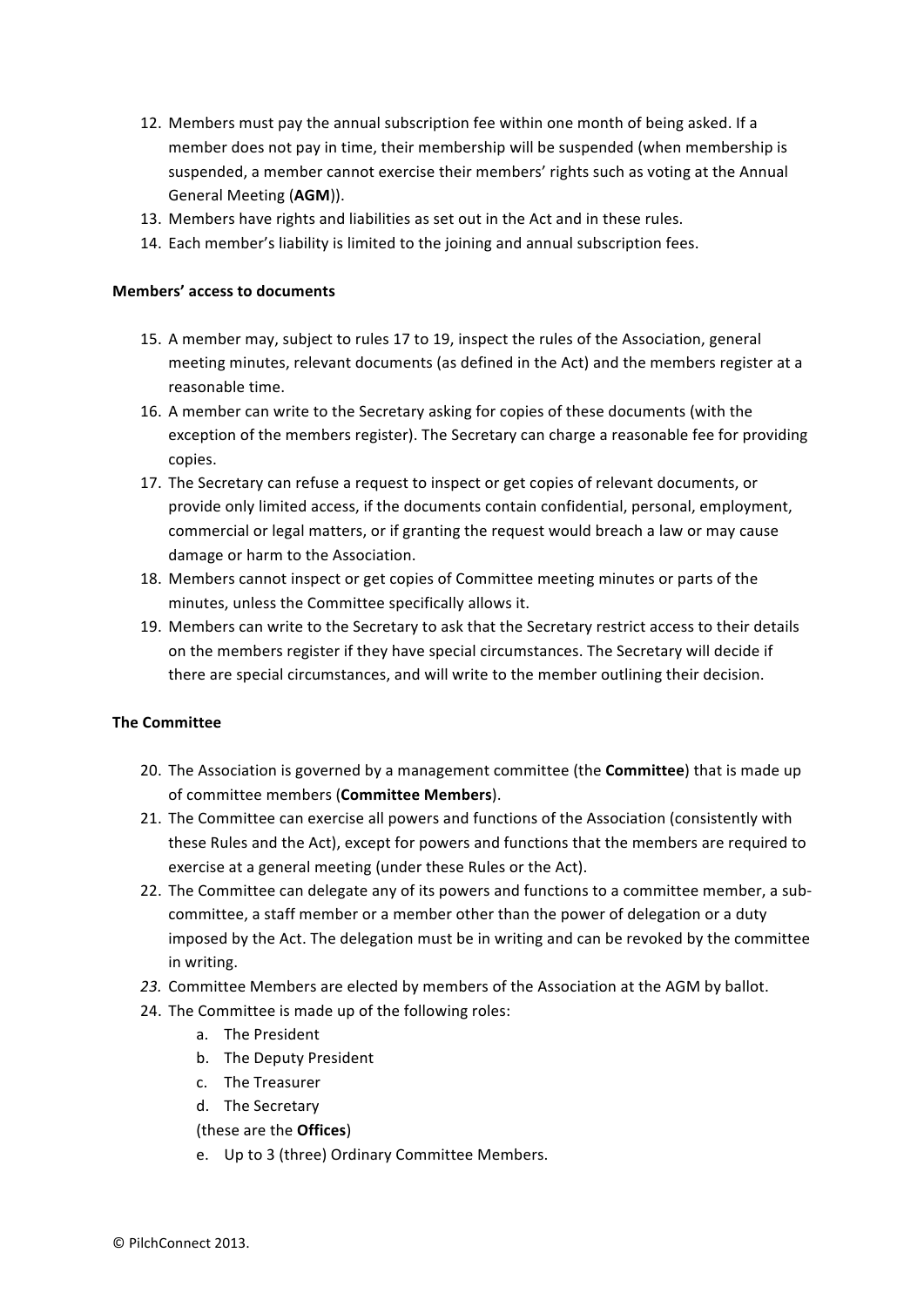12. Members must pay the annual subscription fee within one month of being asked. If a member does not pay in time, their membership will be suspended (when membership is suspended, a member cannot exercise their members' rights such as voting at the Annual General Meeting (**AGM**)).
13. Members have rights and liabilities as set out in the Act and in these rules.
14. Each member's liability is limited to the joining and annual subscription fees.

**Members' access to documents**

15. A member may, subject to rules 17 to 19, inspect the rules of the Association, general meeting minutes, relevant documents (as defined in the Act) and the members register at a reasonable time.
16. A member can write to the Secretary asking for copies of these documents (with the exception of the members register). The Secretary can charge a reasonable fee for providing copies.
17. The Secretary can refuse a request to inspect or get copies of relevant documents, or provide only limited access, if the documents contain confidential, personal, employment, commercial or legal matters, or if granting the request would breach a law or may cause damage or harm to the Association.
18. Members cannot inspect or get copies of Committee meeting minutes or parts of the minutes, unless the Committee specifically allows it.
19. Members can write to the Secretary to ask that the Secretary restrict access to their details on the members register if they have special circumstances. The Secretary will decide if there are special circumstances, and will write to the member outlining their decision.

**The Committee**

20. The Association is governed by a management committee (the **Committee**) that is made up of committee members (**Committee Members**).
21. The Committee can exercise all powers and functions of the Association (consistently with these Rules and the Act), except for powers and functions that the members are required to exercise at a general meeting (under these Rules or the Act).
22. The Committee can delegate any of its powers and functions to a committee member, a sub-committee, a staff member or a member other than the power of delegation or a duty imposed by the Act. The delegation must be in writing and can be revoked by the committee in writing.
23. Committee Members are elected by members of the Association at the AGM by ballot.
24. The Committee is made up of the following roles:
    a. The President
    b. The Deputy President
    c. The Treasurer
    d. The Secretary
    (these are the **Offices**)
    e. Up to 3 (three) Ordinary Committee Members.

© PilchConnect 2013.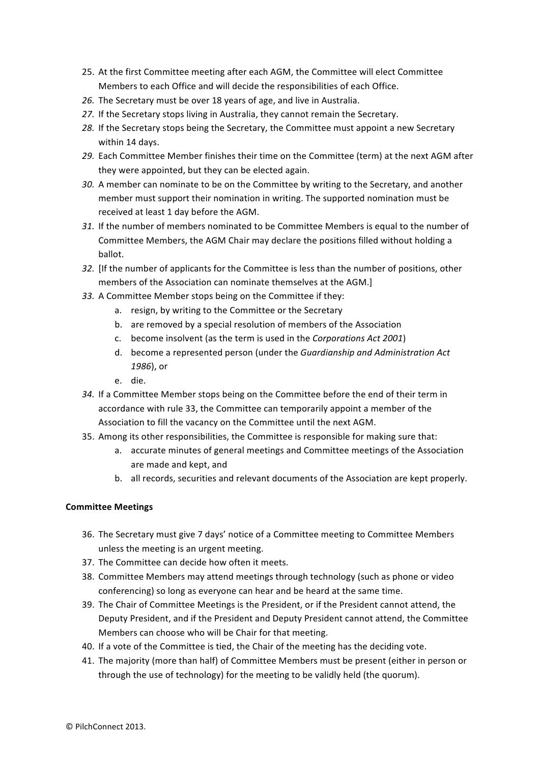25. At the first Committee meeting after each AGM, the Committee will elect Committee Members to each Office and will decide the responsibilities of each Office.
26. The Secretary must be over 18 years of age, and live in Australia.
27. If the Secretary stops living in Australia, they cannot remain the Secretary.
28. If the Secretary stops being the Secretary, the Committee must appoint a new Secretary within 14 days.
29. Each Committee Member finishes their time on the Committee (term) at the next AGM after they were appointed, but they can be elected again.
30. A member can nominate to be on the Committee by writing to the Secretary, and another member must support their nomination in writing. The supported nomination must be received at least 1 day before the AGM.
31. If the number of members nominated to be Committee Members is equal to the number of Committee Members, the AGM Chair may declare the positions filled without holding a ballot.
32. [If the number of applicants for the Committee is less than the number of positions, other members of the Association can nominate themselves at the AGM.]
33. A Committee Member stops being on the Committee if they:
    a. resign, by writing to the Committee or the Secretary
    b. are removed by a special resolution of members of the Association
    c. become insolvent (as the term is used in the *Corporations Act 2001*)
    d. become a represented person (under the *Guardianship and Administration Act 1986*), or
    e. die.
34. If a Committee Member stops being on the Committee before the end of their term in accordance with rule 33, the Committee can temporarily appoint a member of the Association to fill the vacancy on the Committee until the next AGM.
35. Among its other responsibilities, the Committee is responsible for making sure that:
    a. accurate minutes of general meetings and Committee meetings of the Association are made and kept, and
    b. all records, securities and relevant documents of the Association are kept properly.

**Committee Meetings**

36. The Secretary must give 7 days' notice of a Committee meeting to Committee Members unless the meeting is an urgent meeting.
37. The Committee can decide how often it meets.
38. Committee Members may attend meetings through technology (such as phone or video conferencing) so long as everyone can hear and be heard at the same time.
39. The Chair of Committee Meetings is the President, or if the President cannot attend, the Deputy President, and if the President and Deputy President cannot attend, the Committee Members can choose who will be Chair for that meeting.
40. If a vote of the Committee is tied, the Chair of the meeting has the deciding vote.
41. The majority (more than half) of Committee Members must be present (either in person or through the use of technology) for the meeting to be validly held (the quorum).

© PilchConnect 2013.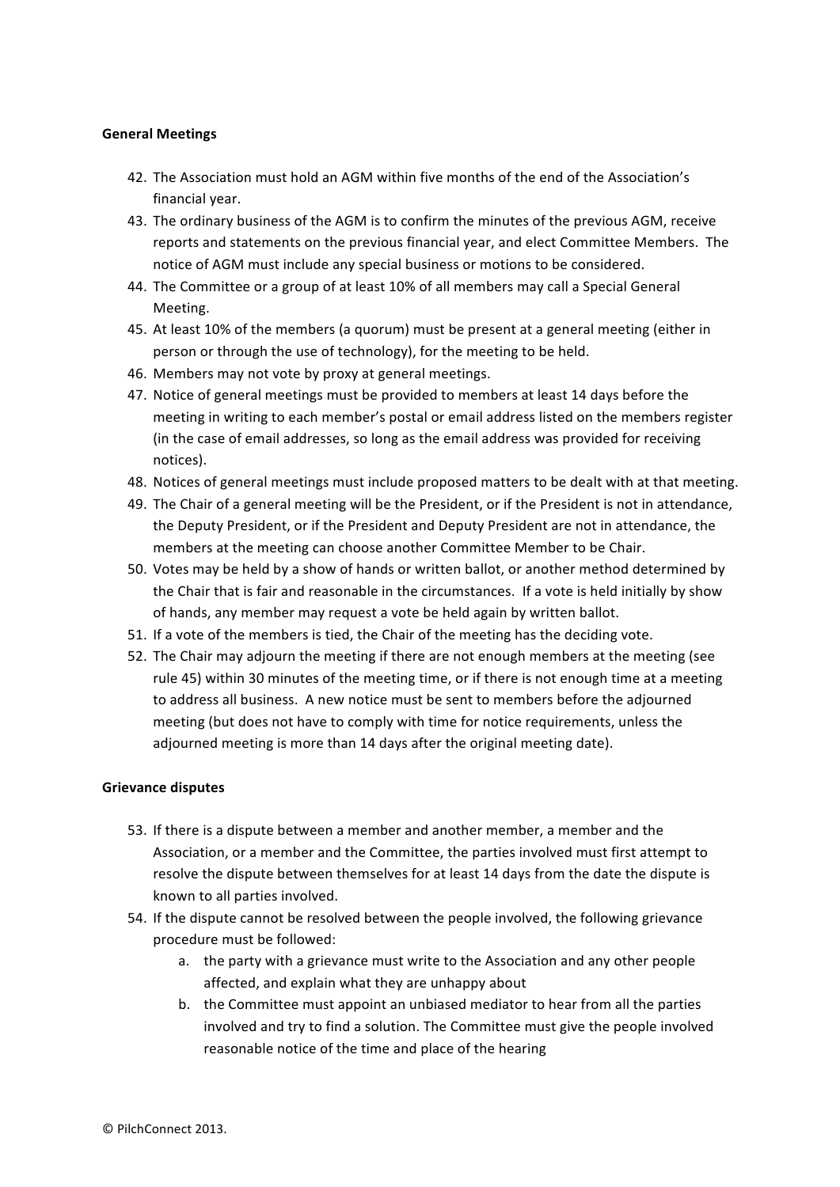**General Meetings**

42. The Association must hold an AGM within five months of the end of the Association's financial year.
43. The ordinary business of the AGM is to confirm the minutes of the previous AGM, receive reports and statements on the previous financial year, and elect Committee Members. The notice of AGM must include any special business or motions to be considered.
44. The Committee or a group of at least 10% of all members may call a Special General Meeting.
45. At least 10% of the members (a quorum) must be present at a general meeting (either in person or through the use of technology), for the meeting to be held.
46. Members may not vote by proxy at general meetings.
47. Notice of general meetings must be provided to members at least 14 days before the meeting in writing to each member's postal or email address listed on the members register (in the case of email addresses, so long as the email address was provided for receiving notices).
48. Notices of general meetings must include proposed matters to be dealt with at that meeting.
49. The Chair of a general meeting will be the President, or if the President is not in attendance, the Deputy President, or if the President and Deputy President are not in attendance, the members at the meeting can choose another Committee Member to be Chair.
50. Votes may be held by a show of hands or written ballot, or another method determined by the Chair that is fair and reasonable in the circumstances. If a vote is held initially by show of hands, any member may request a vote be held again by written ballot.
51. If a vote of the members is tied, the Chair of the meeting has the deciding vote.
52. The Chair may adjourn the meeting if there are not enough members at the meeting (see rule 45) within 30 minutes of the meeting time, or if there is not enough time at a meeting to address all business. A new notice must be sent to members before the adjourned meeting (but does not have to comply with time for notice requirements, unless the adjourned meeting is more than 14 days after the original meeting date).

**Grievance disputes**

53. If there is a dispute between a member and another member, a member and the Association, or a member and the Committee, the parties involved must first attempt to resolve the dispute between themselves for at least 14 days from the date the dispute is known to all parties involved.
54. If the dispute cannot be resolved between the people involved, the following grievance procedure must be followed:
    a. the party with a grievance must write to the Association and any other people affected, and explain what they are unhappy about
    b. the Committee must appoint an unbiased mediator to hear from all the parties involved and try to find a solution. The Committee must give the people involved reasonable notice of the time and place of the hearing

© PilchConnect 2013.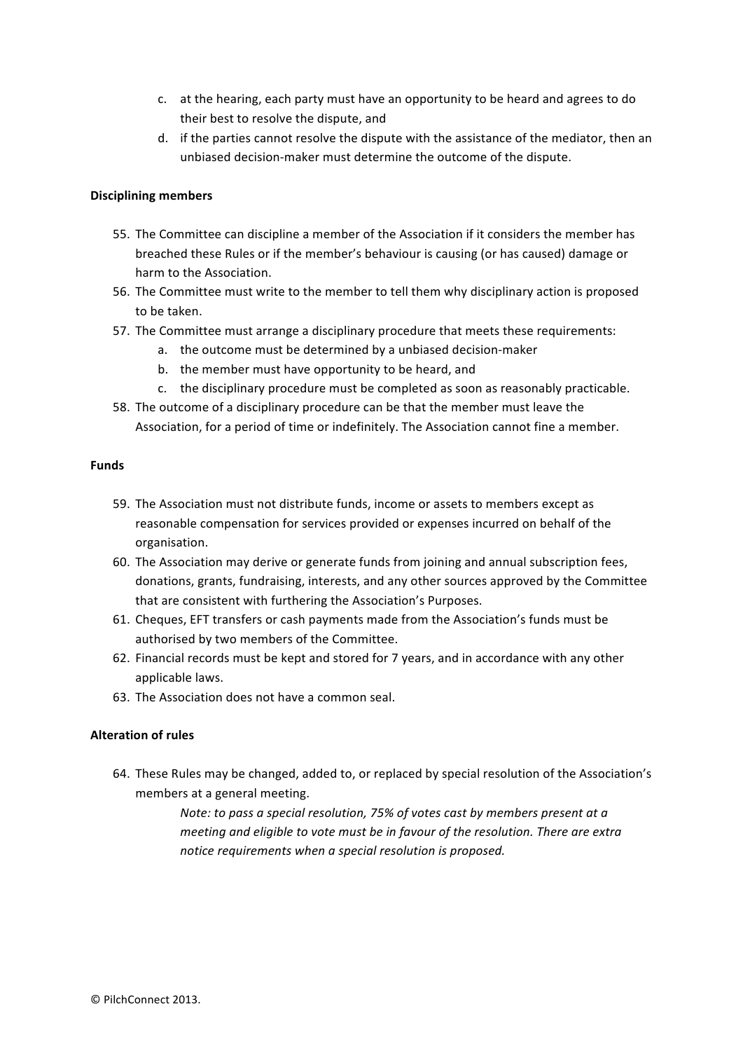c. at the hearing, each party must have an opportunity to be heard and agrees to do their best to resolve the dispute, and
d. if the parties cannot resolve the dispute with the assistance of the mediator, then an unbiased decision-maker must determine the outcome of the dispute.

**Disciplining members**

55. The Committee can discipline a member of the Association if it considers the member has breached these Rules or if the member's behaviour is causing (or has caused) damage or harm to the Association.
56. The Committee must write to the member to tell them why disciplinary action is proposed to be taken.
57. The Committee must arrange a disciplinary procedure that meets these requirements:
    a. the outcome must be determined by a unbiased decision-maker
    b. the member must have opportunity to be heard, and
    c. the disciplinary procedure must be completed as soon as reasonably practicable.
58. The outcome of a disciplinary procedure can be that the member must leave the Association, for a period of time or indefinitely. The Association cannot fine a member.

**Funds**

59. The Association must not distribute funds, income or assets to members except as reasonable compensation for services provided or expenses incurred on behalf of the organisation.
60. The Association may derive or generate funds from joining and annual subscription fees, donations, grants, fundraising, interests, and any other sources approved by the Committee that are consistent with furthering the Association's Purposes.
61. Cheques, EFT transfers or cash payments made from the Association's funds must be authorised by two members of the Committee.
62. Financial records must be kept and stored for 7 years, and in accordance with any other applicable laws.
63. The Association does not have a common seal.

**Alteration of rules**

64. These Rules may be changed, added to, or replaced by special resolution of the Association's members at a general meeting.

    *Note: to pass a special resolution, 75% of votes cast by members present at a meeting and eligible to vote must be in favour of the resolution. There are extra notice requirements when a special resolution is proposed.*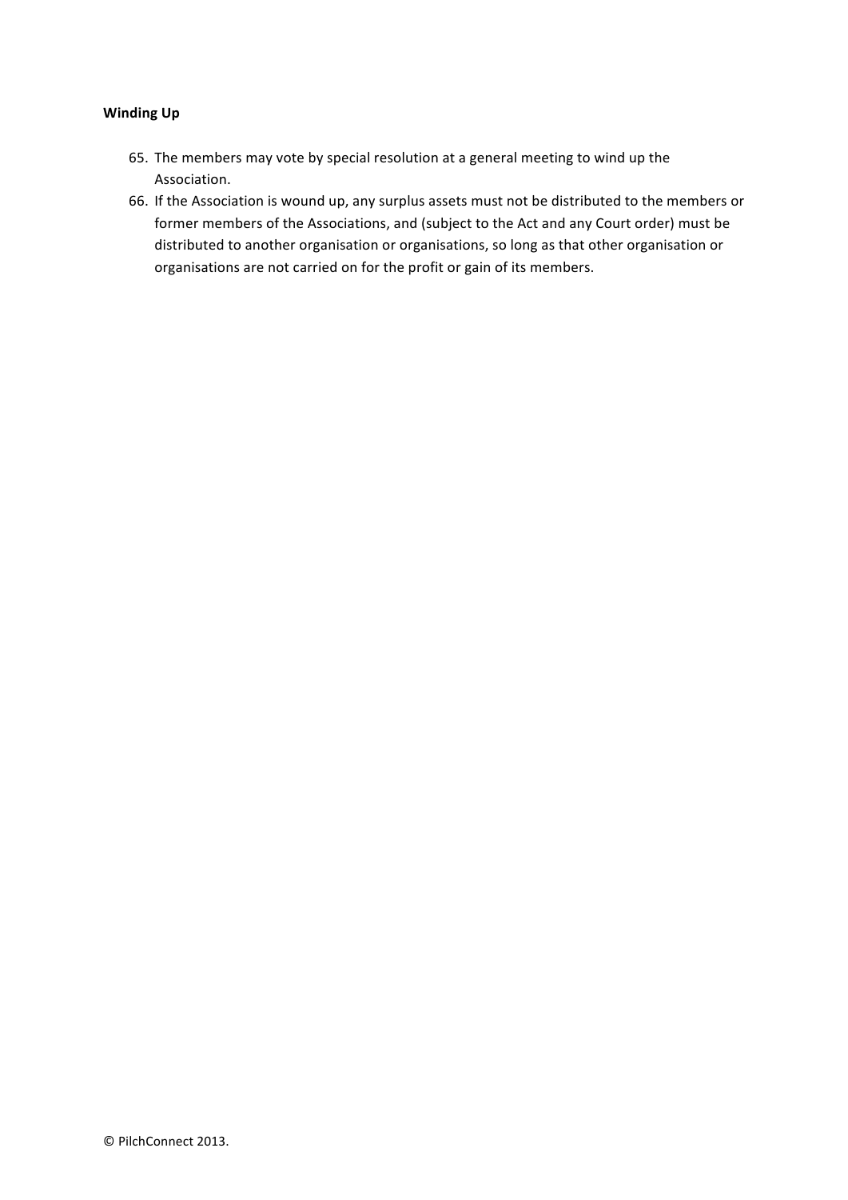**Winding Up**

65. The members may vote by special resolution at a general meeting to wind up the Association.
66. If the Association is wound up, any surplus assets must not be distributed to the members or former members of the Associations, and (subject to the Act and any Court order) must be distributed to another organisation or organisations, so long as that other organisation or organisations are not carried on for the profit or gain of its members.

© PilchConnect 2013.